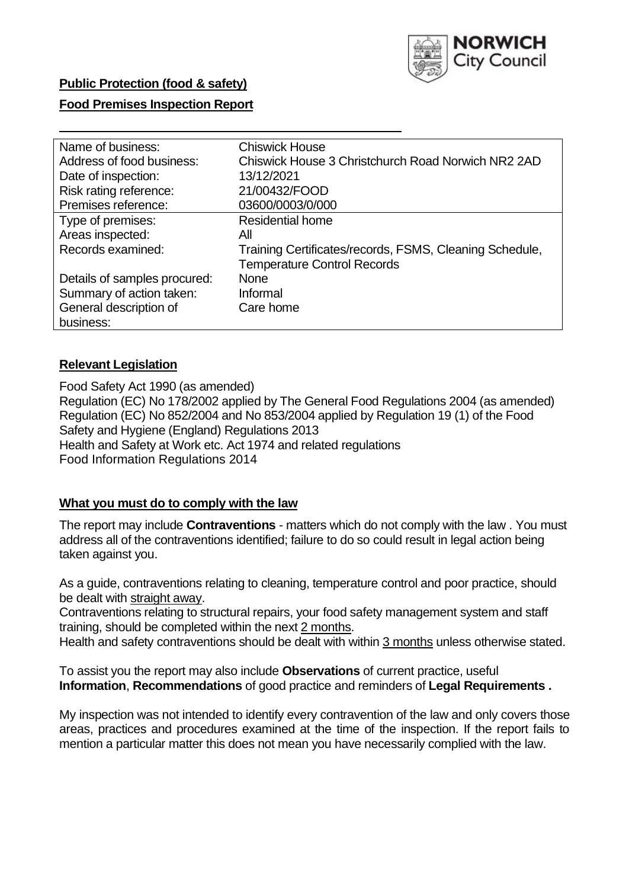**Public Protection (food & safety)**

**Food Premises Inspection Report**

| | |
|---|---|
| Name of business: | Chiswick House |
| Address of food business: | Chiswick House 3 Christchurch Road Norwich NR2 2AD |
| Date of inspection: | 13/12/2021 |
| Risk rating reference: | 21/00432/FOOD |
| Premises reference: | 03600/0003/0/000 |
| Type of premises: | Residential home |
| Areas inspected: | All |
| Records examined: | Training Certificates/records, FSMS, Cleaning Schedule, Temperature Control Records |
| Details of samples procured: | None |
| Summary of action taken: | Informal |
| General description of business: | Care home |

## Relevant Legislation

Food Safety Act 1990 (as amended)
Regulation (EC) No 178/2002 applied by The General Food Regulations 2004 (as amended)
Regulation (EC) No 852/2004 and No 853/2004 applied by Regulation 19 (1) of the Food Safety and Hygiene (England) Regulations 2013
Health and Safety at Work etc. Act 1974 and related regulations
Food Information Regulations 2014

## What you must do to comply with the law

The report may include **Contraventions** - matters which do not comply with the law . You must address all of the contraventions identified; failure to do so could result in legal action being taken against you.

As a guide, contraventions relating to cleaning, temperature control and poor practice, should be dealt with straight away.
Contraventions relating to structural repairs, your food safety management system and staff training, should be completed within the next 2 months.
Health and safety contraventions should be dealt with within 3 months unless otherwise stated.

To assist you the report may also include **Observations** of current practice, useful **Information**, **Recommendations** of good practice and reminders of **Legal Requirements .**

My inspection was not intended to identify every contravention of the law and only covers those areas, practices and procedures examined at the time of the inspection. If the report fails to mention a particular matter this does not mean you have necessarily complied with the law.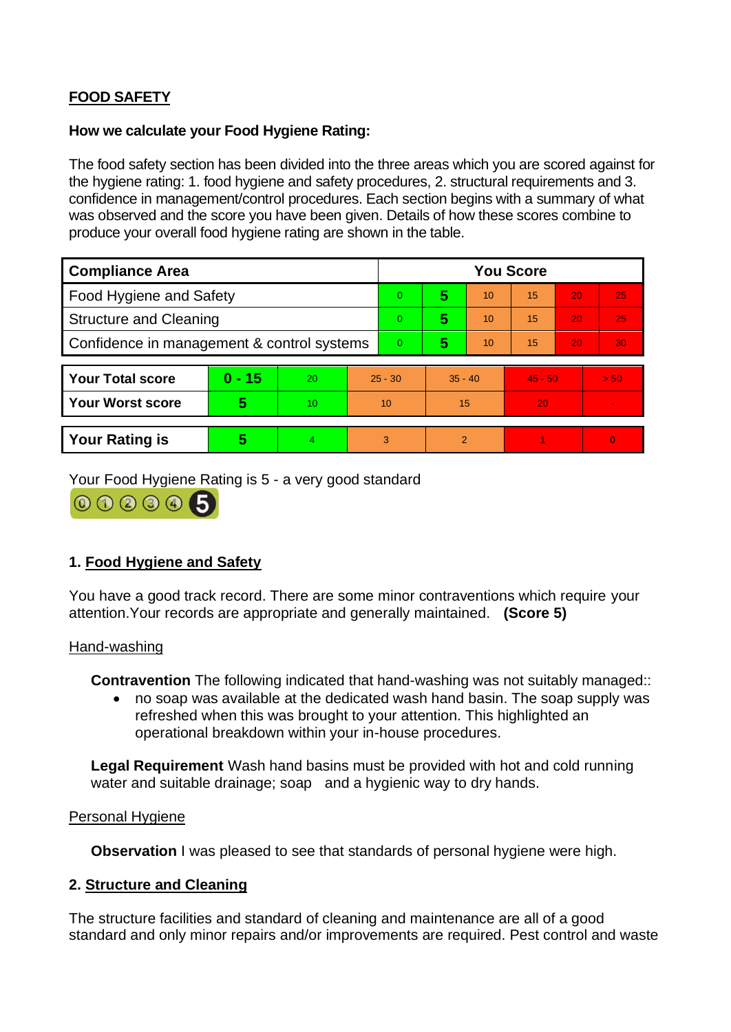**FOOD SAFETY**

**How we calculate your Food Hygiene Rating:**

The food safety section has been divided into the three areas which you are scored against for the hygiene rating: 1. food hygiene and safety procedures, 2. structural requirements and 3. confidence in management/control procedures. Each section begins with a summary of what was observed and the score you have been given. Details of how these scores combine to produce your overall food hygiene rating are shown in the table.

| Compliance Area | You Score | | | | | |
|---|---|---|---|---|---|---|
| Food Hygiene and Safety | 0 | **5** | 10 | 15 | 20 | 25 |
| Structure and Cleaning | 0 | **5** | 10 | 15 | 20 | 25 |
| Confidence in management & control systems | 0 | **5** | 10 | 15 | 20 | 30 |

| | | | | | | |
|---|---|---|---|---|---|---|
| **Your Total score** | **0 - 15** | 20 | 25 - 30 | 35 - 40 | 45 - 50 | > 50 |
| **Your Worst score** | **5** | 10 | 10 | 15 | 20 | - |
| **Your Rating is** | **5** | 4 | 3 | 2 | 1 | 0 |

Your Food Hygiene Rating is 5 - a very good standard

## 1. Food Hygiene and Safety

You have a good track record. There are some minor contraventions which require your attention.Your records are appropriate and generally maintained. **(Score 5)**

Hand-washing

**Contravention** The following indicated that hand-washing was not suitably managed::

- no soap was available at the dedicated wash hand basin. The soap supply was refreshed when this was brought to your attention. This highlighted an operational breakdown within your in-house procedures.

**Legal Requirement** Wash hand basins must be provided with hot and cold running water and suitable drainage; soap and a hygienic way to dry hands.

Personal Hygiene

**Observation** I was pleased to see that standards of personal hygiene were high.

## 2. Structure and Cleaning

The structure facilities and standard of cleaning and maintenance are all of a good standard and only minor repairs and/or improvements are required. Pest control and waste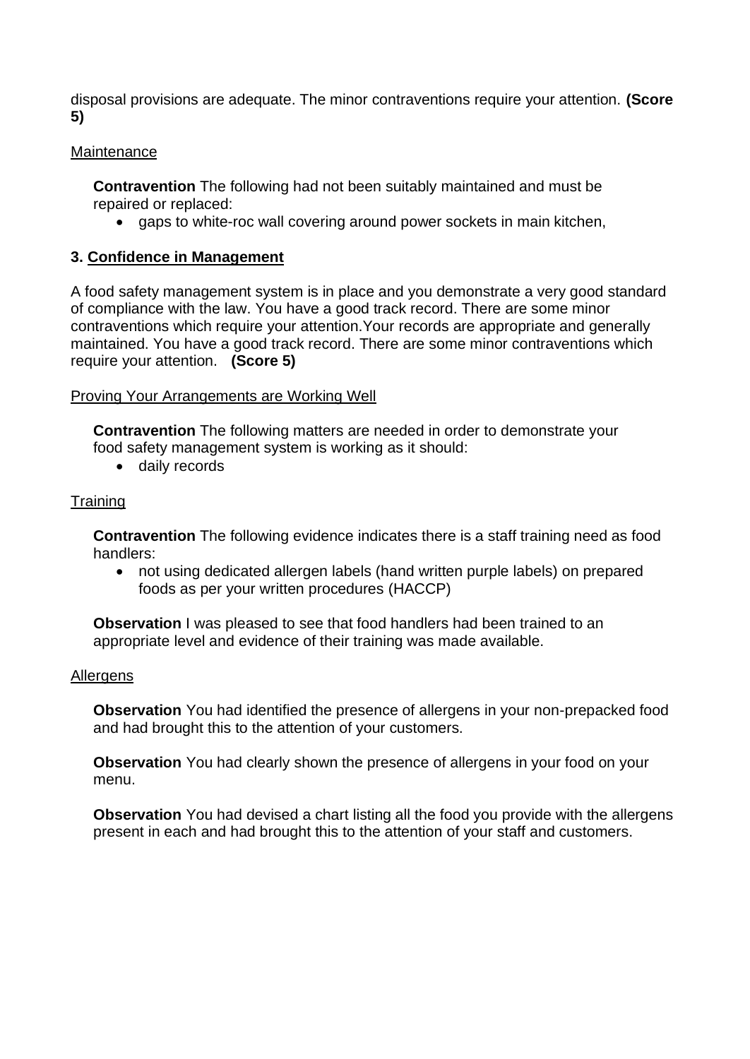disposal provisions are adequate. The minor contraventions require your attention. **(Score 5)**

Maintenance

**Contravention** The following had not been suitably maintained and must be repaired or replaced:

- gaps to white-roc wall covering around power sockets in main kitchen,

### 3. Confidence in Management

A food safety management system is in place and you demonstrate a very good standard of compliance with the law. You have a good track record. There are some minor contraventions which require your attention.Your records are appropriate and generally maintained. You have a good track record. There are some minor contraventions which require your attention. **(Score 5)**

Proving Your Arrangements are Working Well

**Contravention** The following matters are needed in order to demonstrate your food safety management system is working as it should:

- daily records

Training

**Contravention** The following evidence indicates there is a staff training need as food handlers:

- not using dedicated allergen labels (hand written purple labels) on prepared foods as per your written procedures (HACCP)

**Observation** I was pleased to see that food handlers had been trained to an appropriate level and evidence of their training was made available.

Allergens

**Observation** You had identified the presence of allergens in your non-prepacked food and had brought this to the attention of your customers.

**Observation** You had clearly shown the presence of allergens in your food on your menu.

**Observation** You had devised a chart listing all the food you provide with the allergens present in each and had brought this to the attention of your staff and customers.